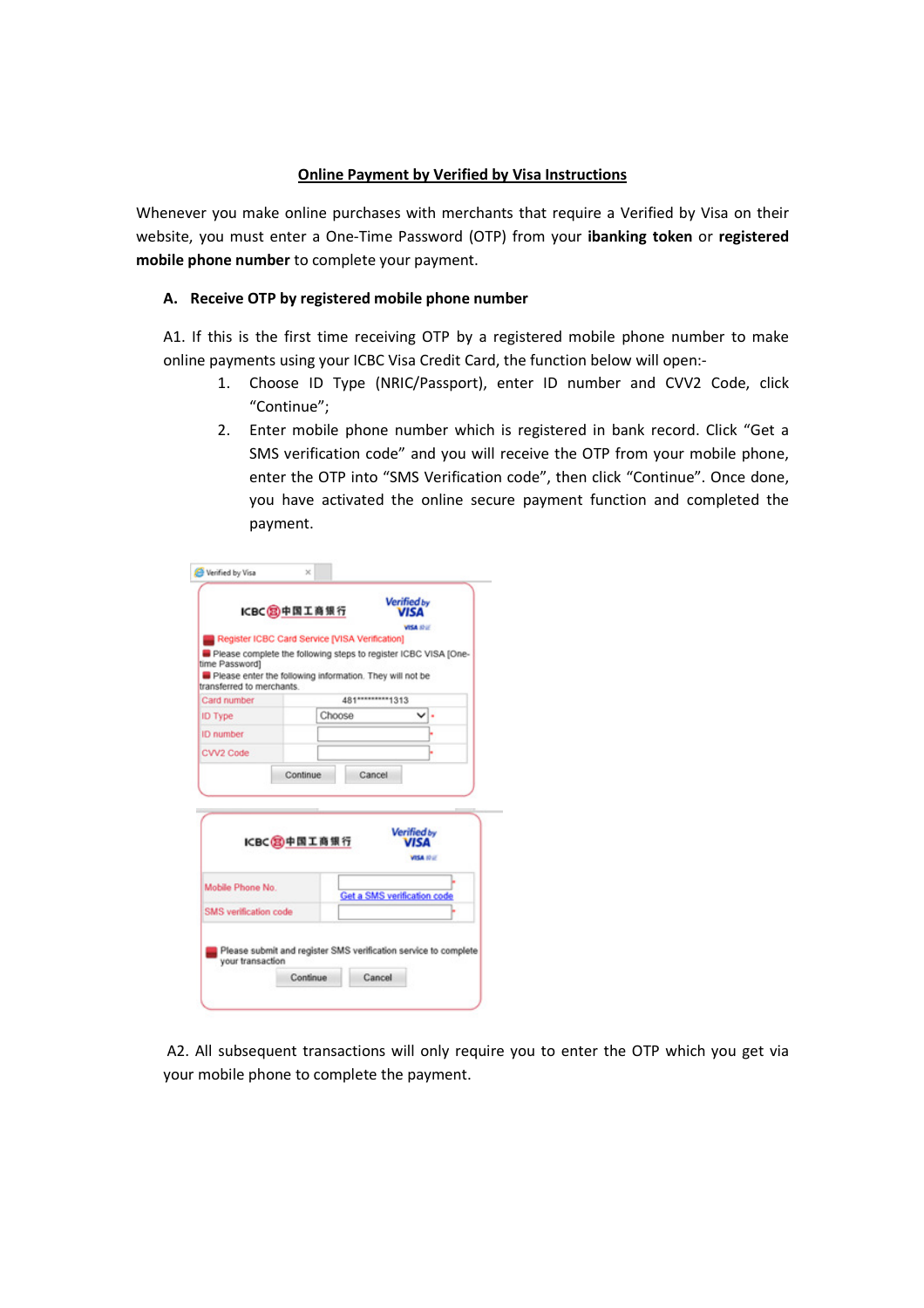## Online Payment by Verified by Visa Instructions

Whenever you make online purchases with merchants that require a Verified by Visa on their website, you must enter a One-Time Password (OTP) from your **ibanking token** or **registered mobile phone number** to complete your payment.

### A. Receive OTP by registered mobile phone number

A1. If this is the first time receiving OTP by a registered mobile phone number to make online payments using your ICBC Visa Credit Card, the function below will open:-

1. Choose ID Type (NRIC/Passport), enter ID number and CVV2 Code, click "Continue";
2. Enter mobile phone number which is registered in bank record. Click "Get a SMS verification code" and you will receive the OTP from your mobile phone, enter the OTP into "SMS Verification code", then click "Continue". Once done, you have activated the online secure payment function and completed the payment.

A2. All subsequent transactions will only require you to enter the OTP which you get via your mobile phone to complete the payment.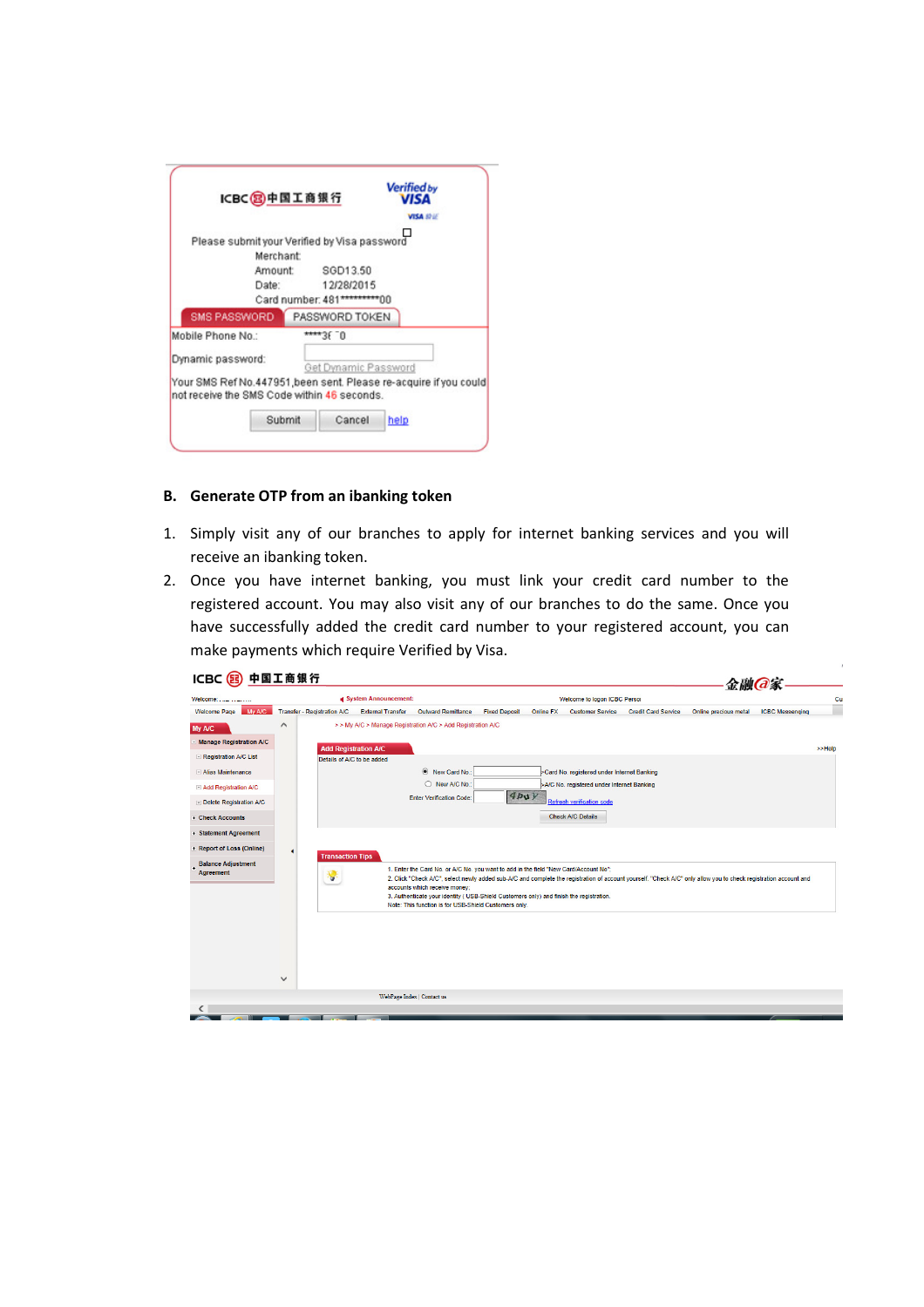**B. Generate OTP from an ibanking token**

1. Simply visit any of our branches to apply for internet banking services and you will receive an ibanking token.
2. Once you have internet banking, you must link your credit card number to the registered account. You may also visit any of our branches to do the same. Once you have successfully added the credit card number to your registered account, you can make payments which require Verified by Visa.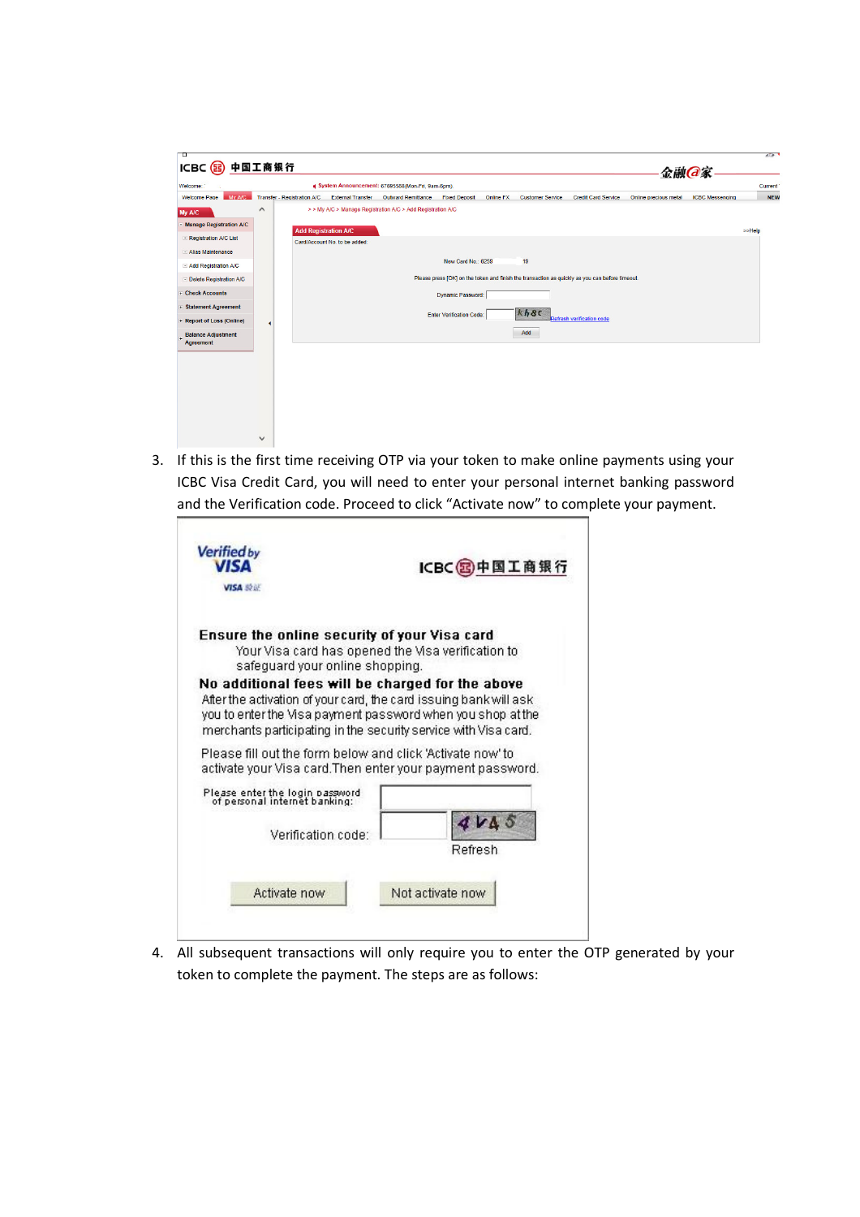3. If this is the first time receiving OTP via your token to make online payments using your ICBC Visa Credit Card, you will need to enter your personal internet banking password and the Verification code. Proceed to click "Activate now" to complete your payment.

4. All subsequent transactions will only require you to enter the OTP generated by your token to complete the payment. The steps are as follows: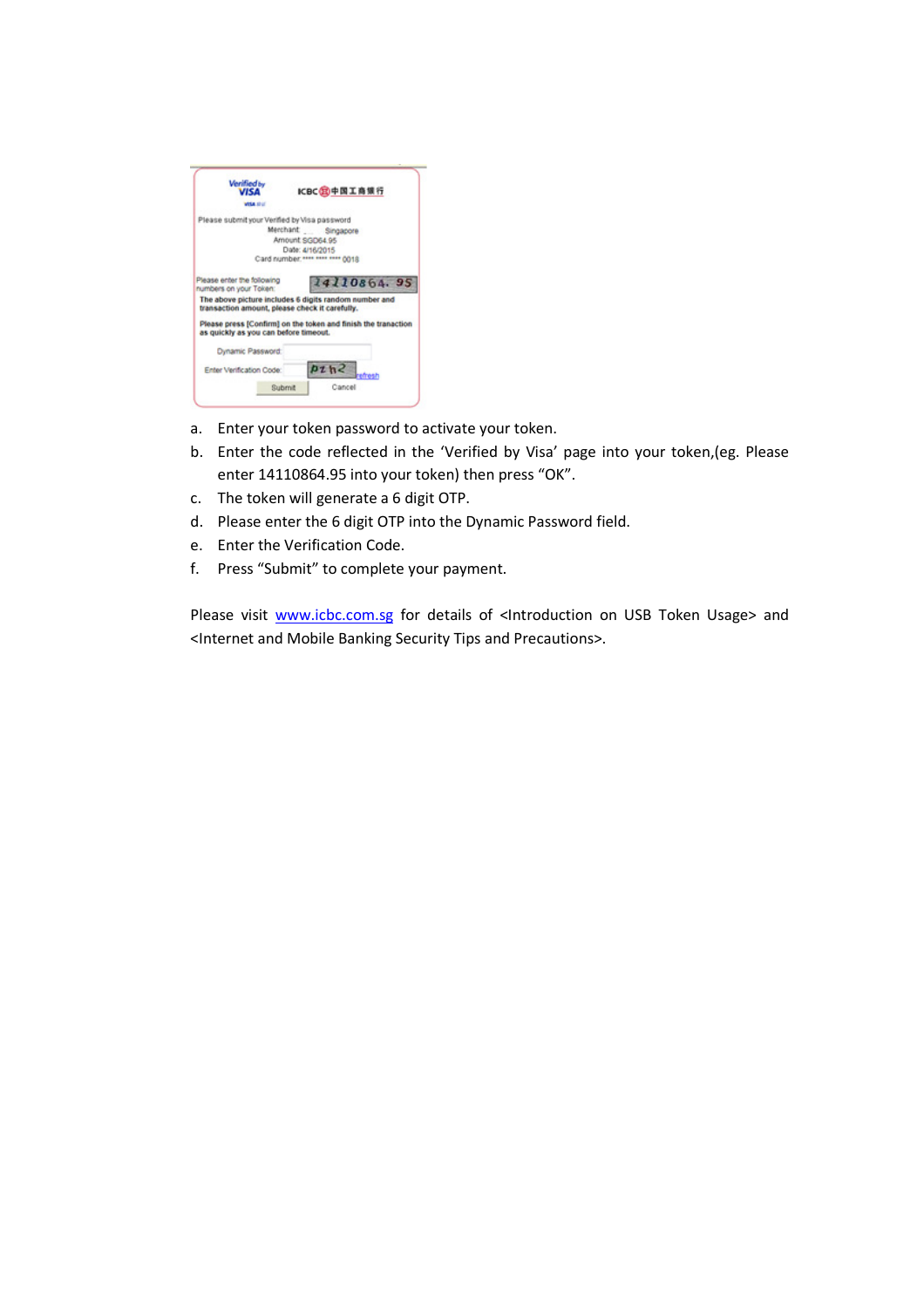a. Enter your token password to activate your token.
b. Enter the code reflected in the 'Verified by Visa' page into your token,(eg. Please enter 14110864.95 into your token) then press "OK".
c. The token will generate a 6 digit OTP.
d. Please enter the 6 digit OTP into the Dynamic Password field.
e. Enter the Verification Code.
f. Press "Submit" to complete your payment.

Please visit www.icbc.com.sg for details of <Introduction on USB Token Usage> and <Internet and Mobile Banking Security Tips and Precautions>.